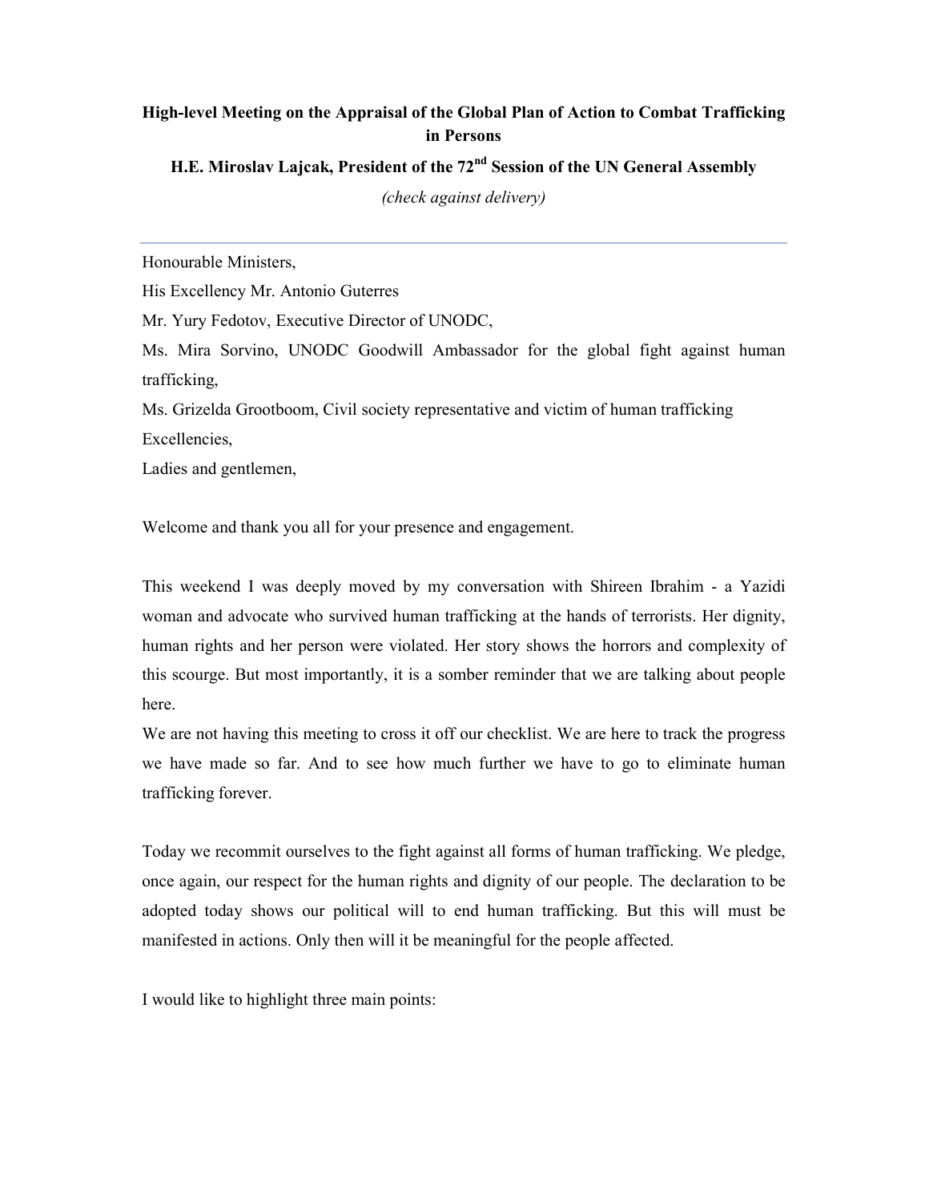**High-level Meeting on the Appraisal of the Global Plan of Action to Combat Trafficking in Persons**

**H.E. Miroslav Lajcak, President of the 72nd Session of the UN General Assembly**

*(check against delivery)*

---

Honourable Ministers,

His Excellency Mr. Antonio Guterres

Mr. Yury Fedotov, Executive Director of UNODC,

Ms. Mira Sorvino, UNODC Goodwill Ambassador for the global fight against human trafficking,

Ms. Grizelda Grootboom, Civil society representative and victim of human trafficking

Excellencies,

Ladies and gentlemen,

Welcome and thank you all for your presence and engagement.

This weekend I was deeply moved by my conversation with Shireen Ibrahim - a Yazidi woman and advocate who survived human trafficking at the hands of terrorists. Her dignity, human rights and her person were violated. Her story shows the horrors and complexity of this scourge. But most importantly, it is a somber reminder that we are talking about people here.

We are not having this meeting to cross it off our checklist. We are here to track the progress we have made so far. And to see how much further we have to go to eliminate human trafficking forever.

Today we recommit ourselves to the fight against all forms of human trafficking. We pledge, once again, our respect for the human rights and dignity of our people. The declaration to be adopted today shows our political will to end human trafficking. But this will must be manifested in actions. Only then will it be meaningful for the people affected.

I would like to highlight three main points: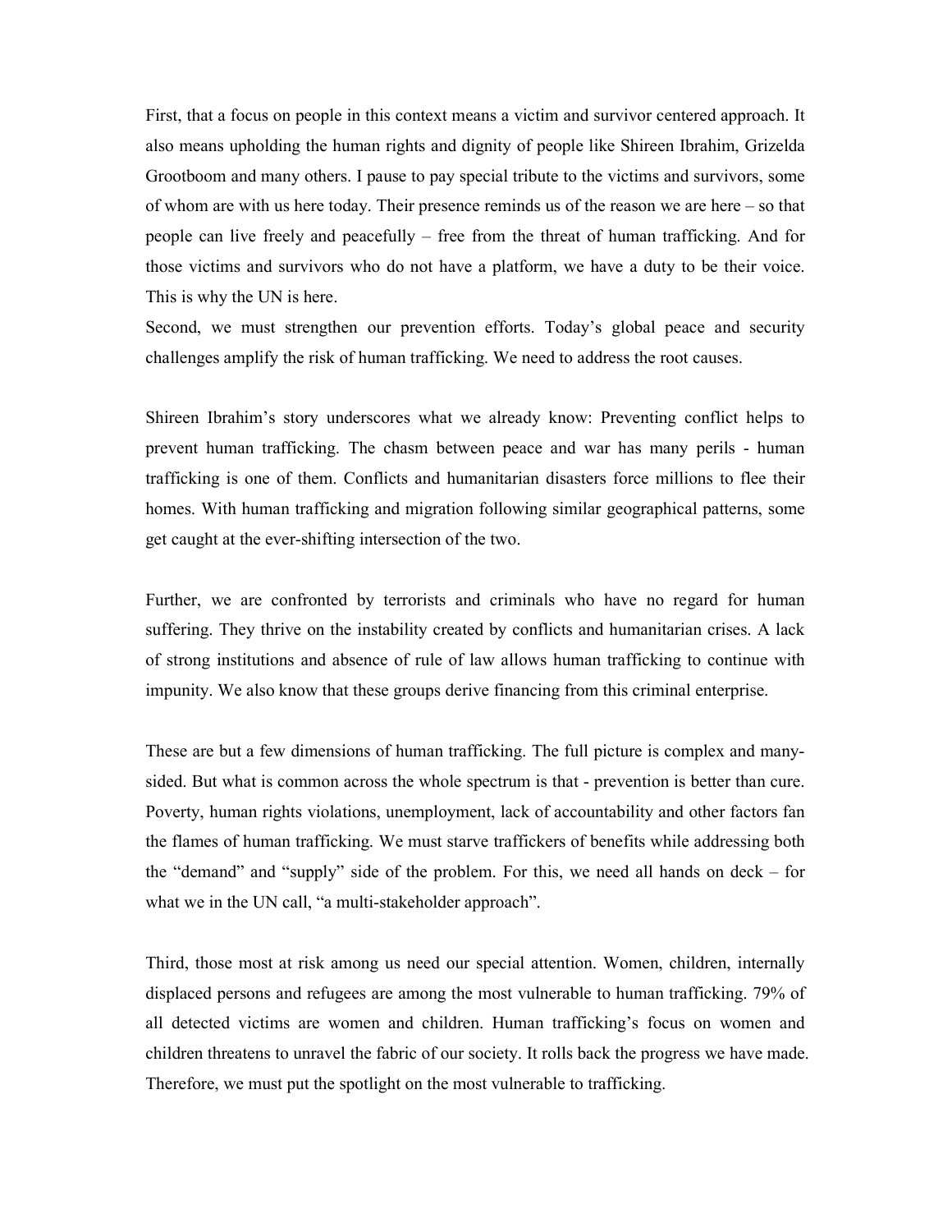First, that a focus on people in this context means a victim and survivor centered approach. It also means upholding the human rights and dignity of people like Shireen Ibrahim, Grizelda Grootboom and many others. I pause to pay special tribute to the victims and survivors, some of whom are with us here today. Their presence reminds us of the reason we are here – so that people can live freely and peacefully – free from the threat of human trafficking. And for those victims and survivors who do not have a platform, we have a duty to be their voice. This is why the UN is here.

Second, we must strengthen our prevention efforts. Today's global peace and security challenges amplify the risk of human trafficking. We need to address the root causes.

Shireen Ibrahim's story underscores what we already know: Preventing conflict helps to prevent human trafficking. The chasm between peace and war has many perils - human trafficking is one of them. Conflicts and humanitarian disasters force millions to flee their homes. With human trafficking and migration following similar geographical patterns, some get caught at the ever-shifting intersection of the two.

Further, we are confronted by terrorists and criminals who have no regard for human suffering. They thrive on the instability created by conflicts and humanitarian crises. A lack of strong institutions and absence of rule of law allows human trafficking to continue with impunity. We also know that these groups derive financing from this criminal enterprise.

These are but a few dimensions of human trafficking. The full picture is complex and many-sided. But what is common across the whole spectrum is that - prevention is better than cure. Poverty, human rights violations, unemployment, lack of accountability and other factors fan the flames of human trafficking. We must starve traffickers of benefits while addressing both the "demand" and "supply" side of the problem. For this, we need all hands on deck – for what we in the UN call, "a multi-stakeholder approach".

Third, those most at risk among us need our special attention. Women, children, internally displaced persons and refugees are among the most vulnerable to human trafficking. 79% of all detected victims are women and children. Human trafficking's focus on women and children threatens to unravel the fabric of our society. It rolls back the progress we have made. Therefore, we must put the spotlight on the most vulnerable to trafficking.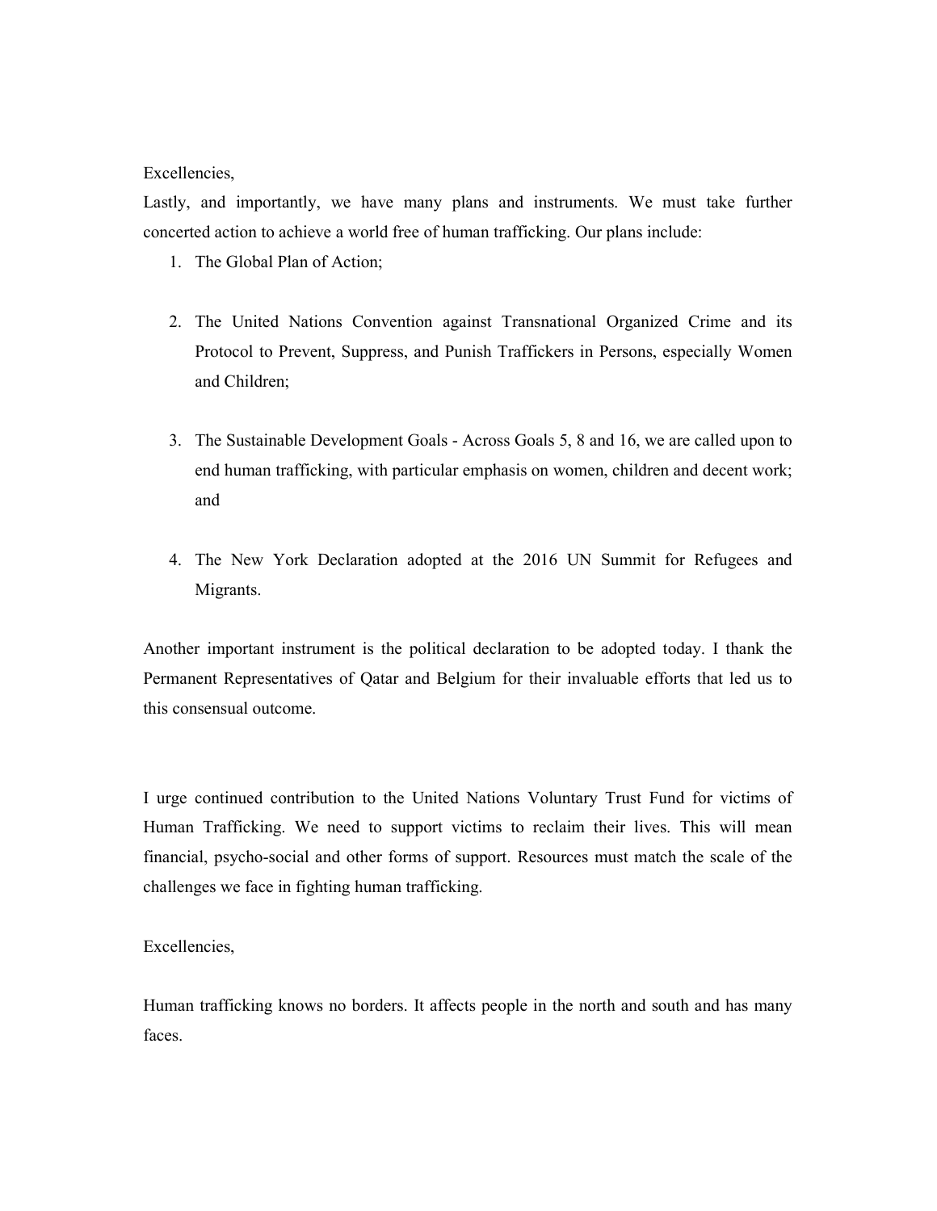Excellencies,

Lastly, and importantly, we have many plans and instruments. We must take further concerted action to achieve a world free of human trafficking. Our plans include:

1. The Global Plan of Action;

2. The United Nations Convention against Transnational Organized Crime and its Protocol to Prevent, Suppress, and Punish Traffickers in Persons, especially Women and Children;

3. The Sustainable Development Goals - Across Goals 5, 8 and 16, we are called upon to end human trafficking, with particular emphasis on women, children and decent work; and

4. The New York Declaration adopted at the 2016 UN Summit for Refugees and Migrants.

Another important instrument is the political declaration to be adopted today. I thank the Permanent Representatives of Qatar and Belgium for their invaluable efforts that led us to this consensual outcome.

I urge continued contribution to the United Nations Voluntary Trust Fund for victims of Human Trafficking. We need to support victims to reclaim their lives. This will mean financial, psycho-social and other forms of support. Resources must match the scale of the challenges we face in fighting human trafficking.

Excellencies,

Human trafficking knows no borders. It affects people in the north and south and has many faces.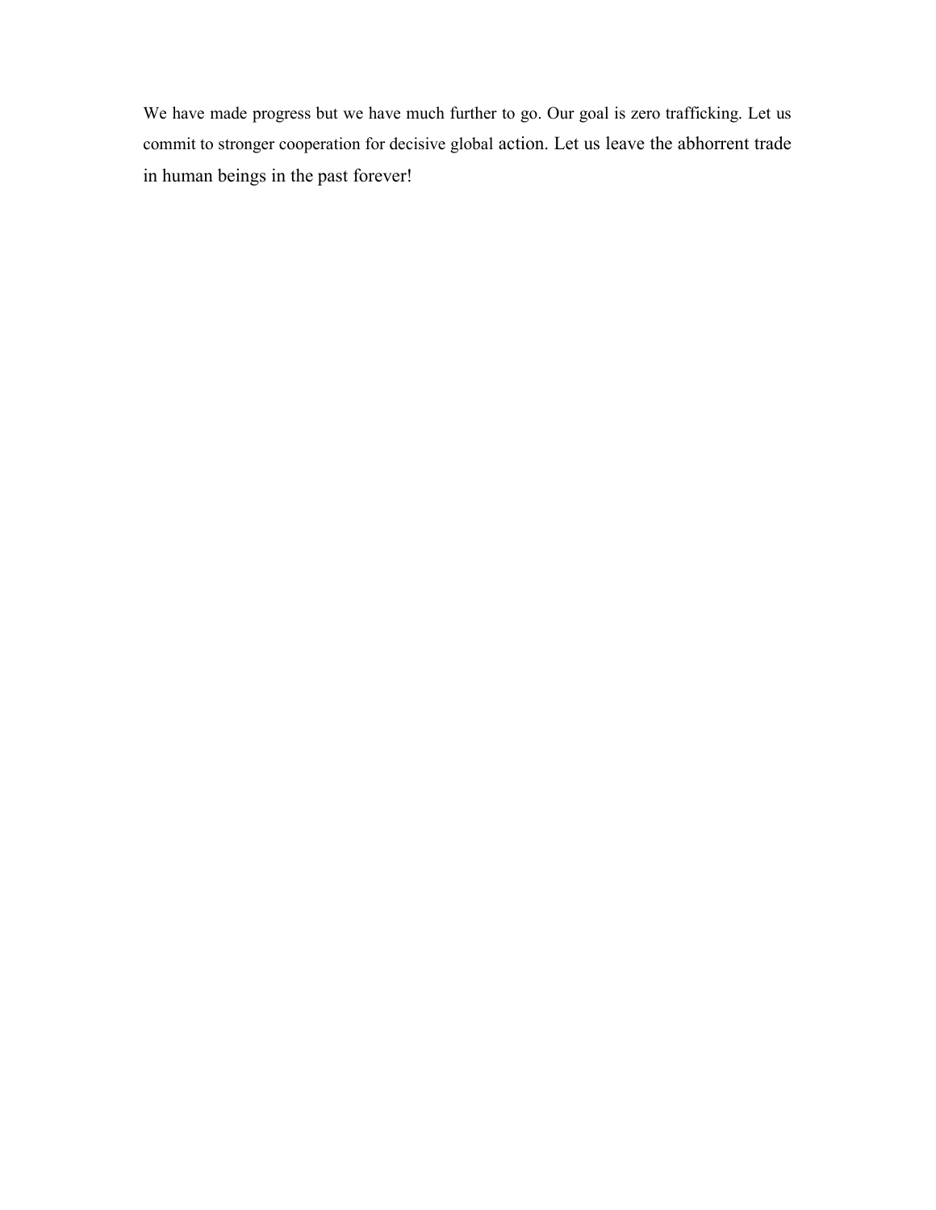We have made progress but we have much further to go. Our goal is zero trafficking. Let us commit to stronger cooperation for decisive global action. Let us leave the abhorrent trade in human beings in the past forever!